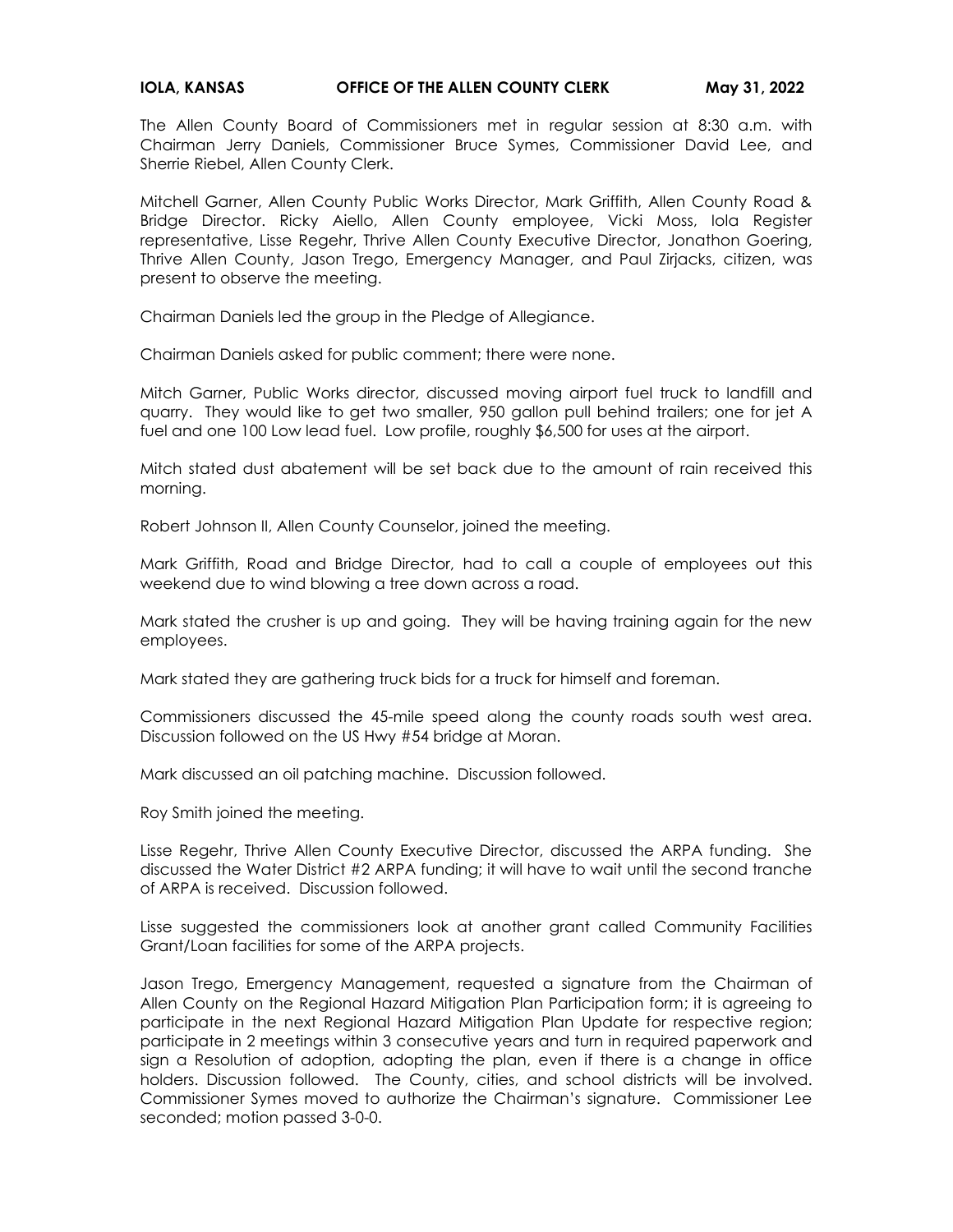**IOLA, KANSAS OFFICE OF THE ALLEN COUNTY CLERK May 31, 2022**

The Allen County Board of Commissioners met in regular session at 8:30 a.m. with Chairman Jerry Daniels, Commissioner Bruce Symes, Commissioner David Lee, and Sherrie Riebel, Allen County Clerk.

Mitchell Garner, Allen County Public Works Director, Mark Griffith, Allen County Road & Bridge Director. Ricky Aiello, Allen County employee, Vicki Moss, Iola Register representative, Lisse Regehr, Thrive Allen County Executive Director, Jonathon Goering, Thrive Allen County, Jason Trego, Emergency Manager, and Paul Zirjacks, citizen, was present to observe the meeting.

Chairman Daniels led the group in the Pledge of Allegiance.

Chairman Daniels asked for public comment; there were none.

Mitch Garner, Public Works director, discussed moving airport fuel truck to landfill and quarry. They would like to get two smaller, 950 gallon pull behind trailers; one for jet A fuel and one 100 Low lead fuel. Low profile, roughly $6,500 for uses at the airport.

Mitch stated dust abatement will be set back due to the amount of rain received this morning.

Robert Johnson II, Allen County Counselor, joined the meeting.

Mark Griffith, Road and Bridge Director, had to call a couple of employees out this weekend due to wind blowing a tree down across a road.

Mark stated the crusher is up and going. They will be having training again for the new employees.

Mark stated they are gathering truck bids for a truck for himself and foreman.

Commissioners discussed the 45-mile speed along the county roads south west area. Discussion followed on the US Hwy #54 bridge at Moran.

Mark discussed an oil patching machine. Discussion followed.

Roy Smith joined the meeting.

Lisse Regehr, Thrive Allen County Executive Director, discussed the ARPA funding. She discussed the Water District #2 ARPA funding; it will have to wait until the second tranche of ARPA is received. Discussion followed.

Lisse suggested the commissioners look at another grant called Community Facilities Grant/Loan facilities for some of the ARPA projects.

Jason Trego, Emergency Management, requested a signature from the Chairman of Allen County on the Regional Hazard Mitigation Plan Participation form; it is agreeing to participate in the next Regional Hazard Mitigation Plan Update for respective region; participate in 2 meetings within 3 consecutive years and turn in required paperwork and sign a Resolution of adoption, adopting the plan, even if there is a change in office holders. Discussion followed. The County, cities, and school districts will be involved. Commissioner Symes moved to authorize the Chairman's signature. Commissioner Lee seconded; motion passed 3-0-0.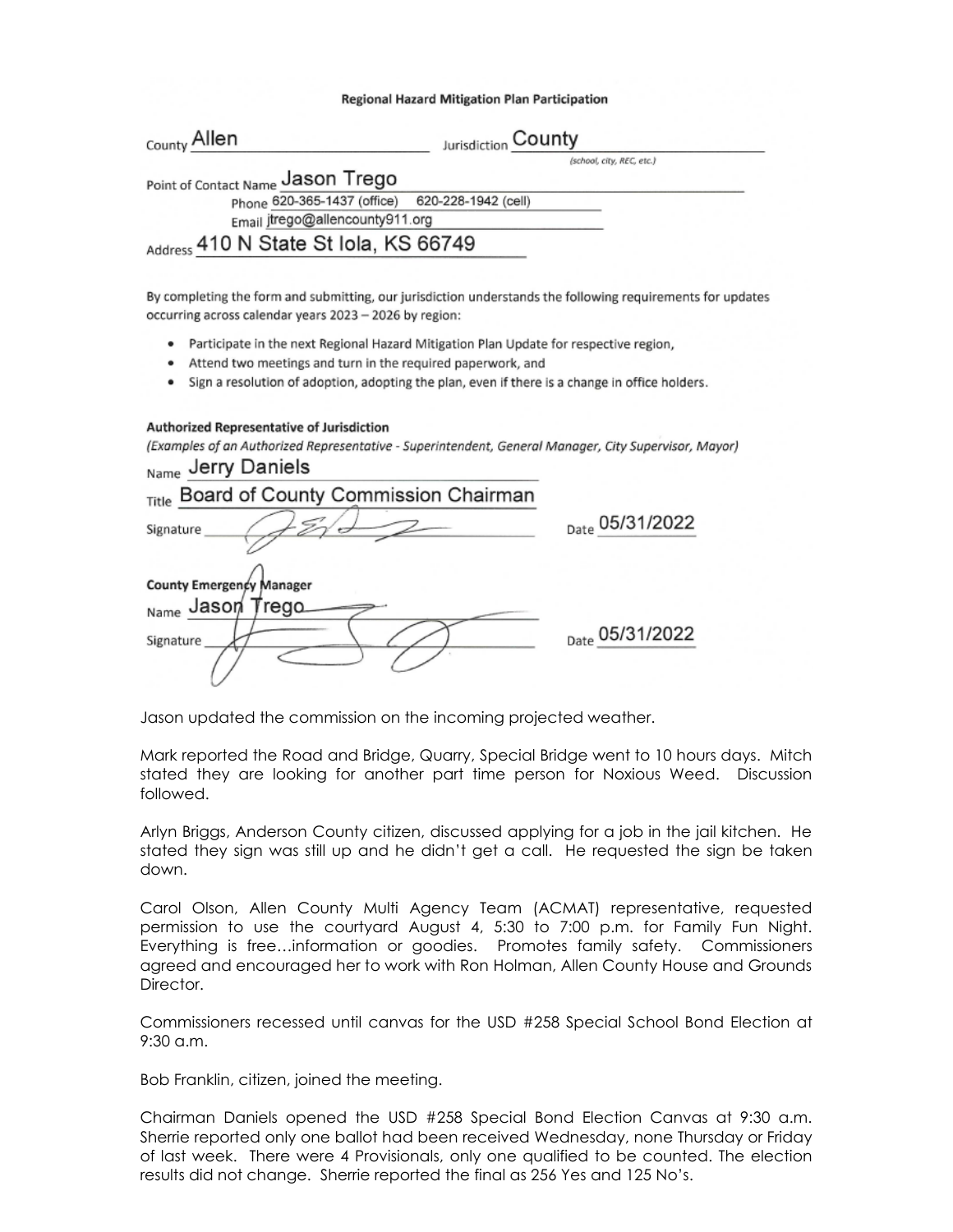**Regional Hazard Mitigation Plan Participation**

County Allen Jurisdiction County *(school, city, REC, etc.)*

Point of Contact Name Jason Trego
Phone 620-365-1437 (office) 620-228-1942 (cell)
Email jtrego@allencounty911.org

Address 410 N State St Iola, KS 66749

By completing the form and submitting, our jurisdiction understands the following requirements for updates occurring across calendar years 2023 – 2026 by region:

- Participate in the next Regional Hazard Mitigation Plan Update for respective region,
- Attend two meetings and turn in the required paperwork, and
- Sign a resolution of adoption, adopting the plan, even if there is a change in office holders.

**Authorized Representative of Jurisdiction**
*(Examples of an Authorized Representative - Superintendent, General Manager, City Supervisor, Mayor)*

Name Jerry Daniels
Title Board of County Commission Chairman
Signature [signature] Date 05/31/2022

**County Emergency Manager**
Name Jason Trego
Signature [signature] Date 05/31/2022

Jason updated the commission on the incoming projected weather.

Mark reported the Road and Bridge, Quarry, Special Bridge went to 10 hours days. Mitch stated they are looking for another part time person for Noxious Weed. Discussion followed.

Arlyn Briggs, Anderson County citizen, discussed applying for a job in the jail kitchen. He stated they sign was still up and he didn't get a call. He requested the sign be taken down.

Carol Olson, Allen County Multi Agency Team (ACMAT) representative, requested permission to use the courtyard August 4, 5:30 to 7:00 p.m. for Family Fun Night. Everything is free…information or goodies. Promotes family safety. Commissioners agreed and encouraged her to work with Ron Holman, Allen County House and Grounds Director.

Commissioners recessed until canvas for the USD #258 Special School Bond Election at 9:30 a.m.

Bob Franklin, citizen, joined the meeting.

Chairman Daniels opened the USD #258 Special Bond Election Canvas at 9:30 a.m. Sherrie reported only one ballot had been received Wednesday, none Thursday or Friday of last week. There were 4 Provisionals, only one qualified to be counted. The election results did not change. Sherrie reported the final as 256 Yes and 125 No's.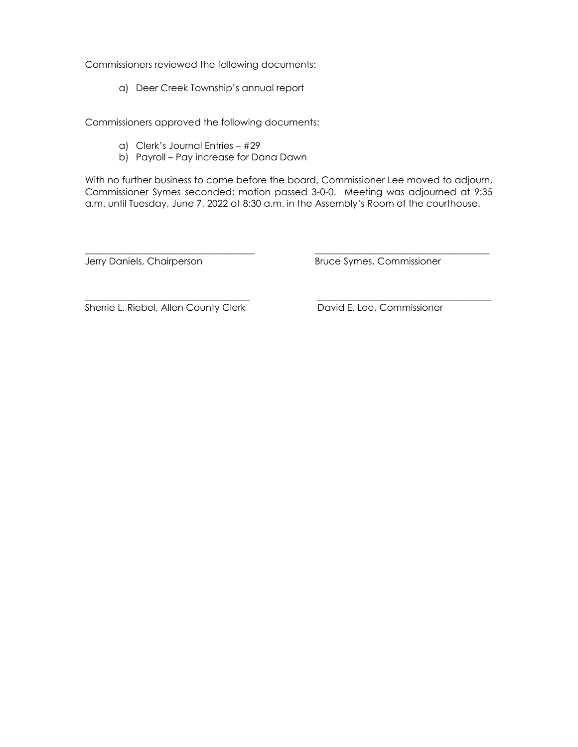Commissioners reviewed the following documents:

a) Deer Creek Township's annual report

Commissioners approved the following documents:

a) Clerk's Journal Entries – #29
b) Payroll – Pay increase for Dana Dawn

With no further business to come before the board, Commissioner Lee moved to adjourn, Commissioner Symes seconded; motion passed 3-0-0. Meeting was adjourned at 9:35 a.m. until Tuesday, June 7, 2022 at 8:30 a.m. in the Assembly's Room of the courthouse.

| | |
|---|---|
| ___________________________________ | ___________________________________ |
| Jerry Daniels, Chairperson | Bruce Symes, Commissioner |
| ___________________________________ | ___________________________________ |
| Sherrie L. Riebel, Allen County Clerk | David E. Lee, Commissioner |